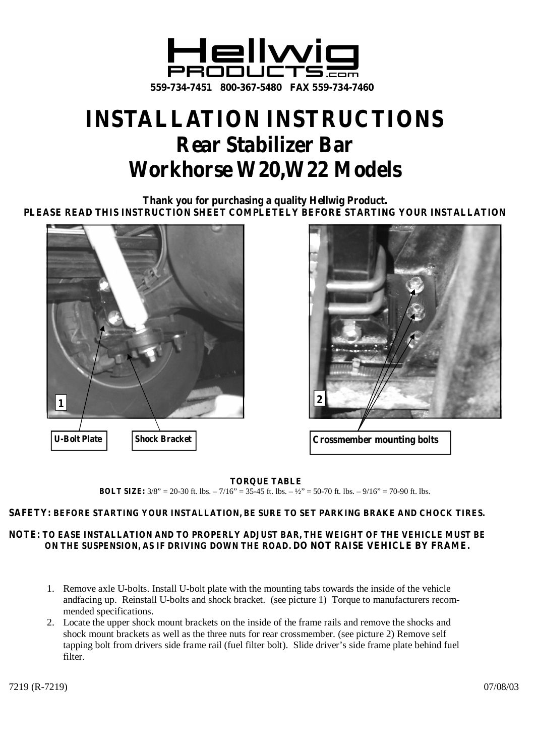**Hellwig PRODUCTS.com**

**559-734-7451 800-367-5480 FAX 559-734-7460**

# INSTALLATION INSTRUCTIONS

## Rear Stabilizer Bar

## Workhorse W20,W22 Models

**Thank you for purchasing a quality Hellwig Product.**

**PLEASE READ THIS INSTRUCTION SHEET COMPLETELY BEFORE STARTING YOUR INSTALLATION**

1

**U-Bolt Plate** **Shock Bracket**

2

**Crossmember mounting bolts**

**TORQUE TABLE**

**BOLT SIZE:** 3/8" = 20-30 ft. lbs. – 7/16" = 35-45 ft. lbs. – ½" = 50-70 ft. lbs. – 9/16" = 70-90 ft. lbs.

**SAFETY: BEFORE STARTING YOUR INSTALLATION, BE SURE TO SET PARKING BRAKE AND CHOCK TIRES.**

**NOTE: TO EASE INSTALLATION AND TO PROPERLY ADJUST BAR, THE WEIGHT OF THE VEHICLE MUST BE ON THE SUSPENSION, AS IF DRIVING DOWN THE ROAD. DO NOT RAISE VEHICLE BY FRAME.**

1. Remove axle U-bolts. Install U-bolt plate with the mounting tabs towards the inside of the vehicle andfacing up. Reinstall U-bolts and shock bracket. (see picture 1) Torque to manufacturers recommended specifications.
2. Locate the upper shock mount brackets on the inside of the frame rails and remove the shocks and shock mount brackets as well as the three nuts for rear crossmember. (see picture 2) Remove self tapping bolt from drivers side frame rail (fuel filter bolt). Slide driver's side frame plate behind fuel filter.

7219 (R-7219) 07/08/03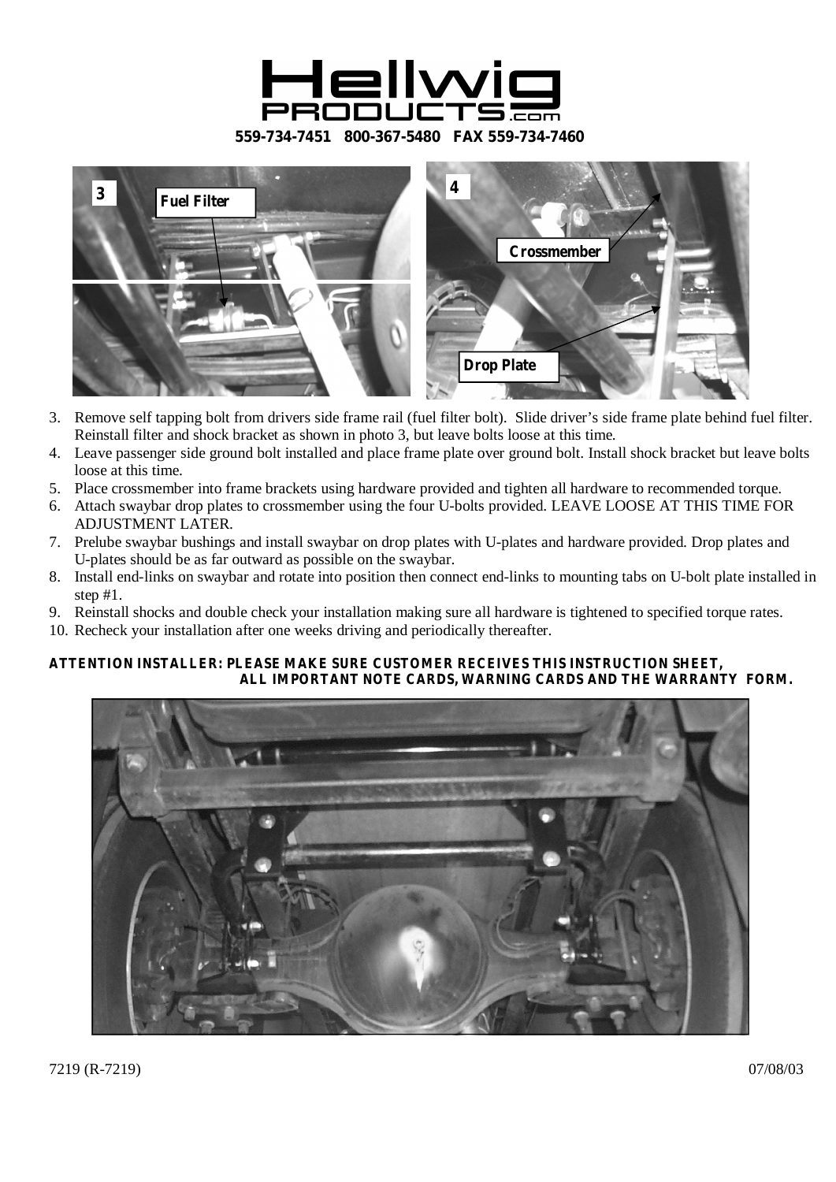# Hellwig PRODUCTS.com

**559-734-7451 800-367-5480 FAX 559-734-7460**

3. Remove self tapping bolt from drivers side frame rail (fuel filter bolt). Slide driver's side frame plate behind fuel filter. Reinstall filter and shock bracket as shown in photo 3, but leave bolts loose at this time.
4. Leave passenger side ground bolt installed and place frame plate over ground bolt. Install shock bracket but leave bolts loose at this time.
5. Place crossmember into frame brackets using hardware provided and tighten all hardware to recommended torque.
6. Attach swaybar drop plates to crossmember using the four U-bolts provided. LEAVE LOOSE AT THIS TIME FOR ADJUSTMENT LATER.
7. Prelube swaybar bushings and install swaybar on drop plates with U-plates and hardware provided. Drop plates and U-plates should be as far outward as possible on the swaybar.
8. Install end-links on swaybar and rotate into position then connect end-links to mounting tabs on U-bolt plate installed in step #1.
9. Reinstall shocks and double check your installation making sure all hardware is tightened to specified torque rates.
10. Recheck your installation after one weeks driving and periodically thereafter.

**ATTENTION INSTALLER: PLEASE MAKE SURE CUSTOMER RECEIVES THIS INSTRUCTION SHEET, ALL IMPORTANT NOTE CARDS, WARNING CARDS AND THE WARRANTY FORM.**

7219 (R-7219) 07/08/03